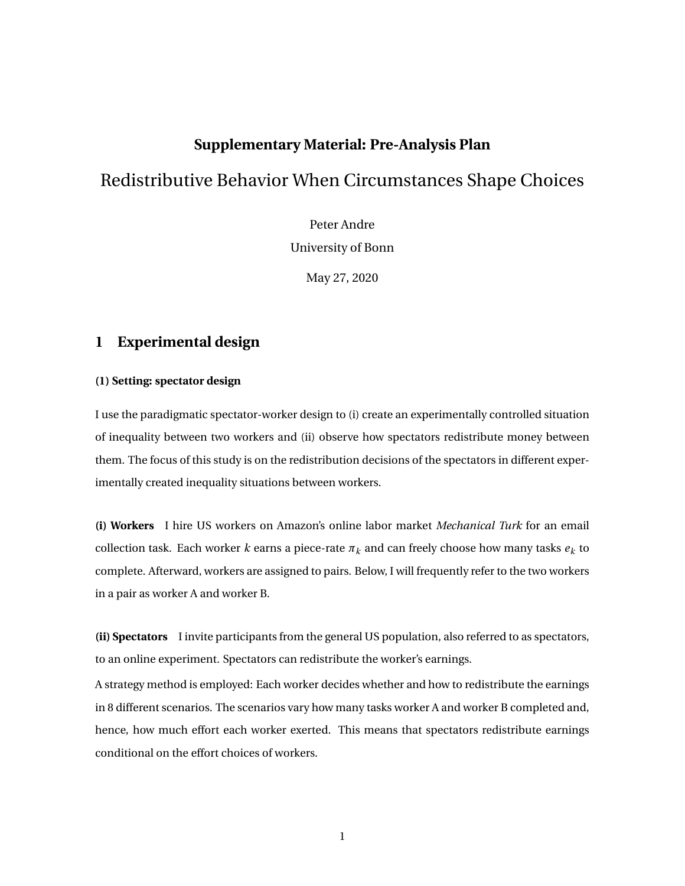**Supplementary Material: Pre-Analysis Plan**

# Redistributive Behavior When Circumstances Shape Choices

Peter Andre

University of Bonn

May 27, 2020

## 1 Experimental design

#### (1) Setting: spectator design

I use the paradigmatic spectator-worker design to (i) create an experimentally controlled situation of inequality between two workers and (ii) observe how spectators redistribute money between them. The focus of this study is on the redistribution decisions of the spectators in different experimentally created inequality situations between workers.

**(i) Workers** I hire US workers on Amazon's online labor market *Mechanical Turk* for an email collection task. Each worker $k$ earns a piece-rate $\pi_k$ and can freely choose how many tasks $e_k$ to complete. Afterward, workers are assigned to pairs. Below, I will frequently refer to the two workers in a pair as worker A and worker B.

**(ii) Spectators** I invite participants from the general US population, also referred to as spectators, to an online experiment. Spectators can redistribute the worker's earnings.

A strategy method is employed: Each worker decides whether and how to redistribute the earnings in 8 different scenarios. The scenarios vary how many tasks worker A and worker B completed and, hence, how much effort each worker exerted. This means that spectators redistribute earnings conditional on the effort choices of workers.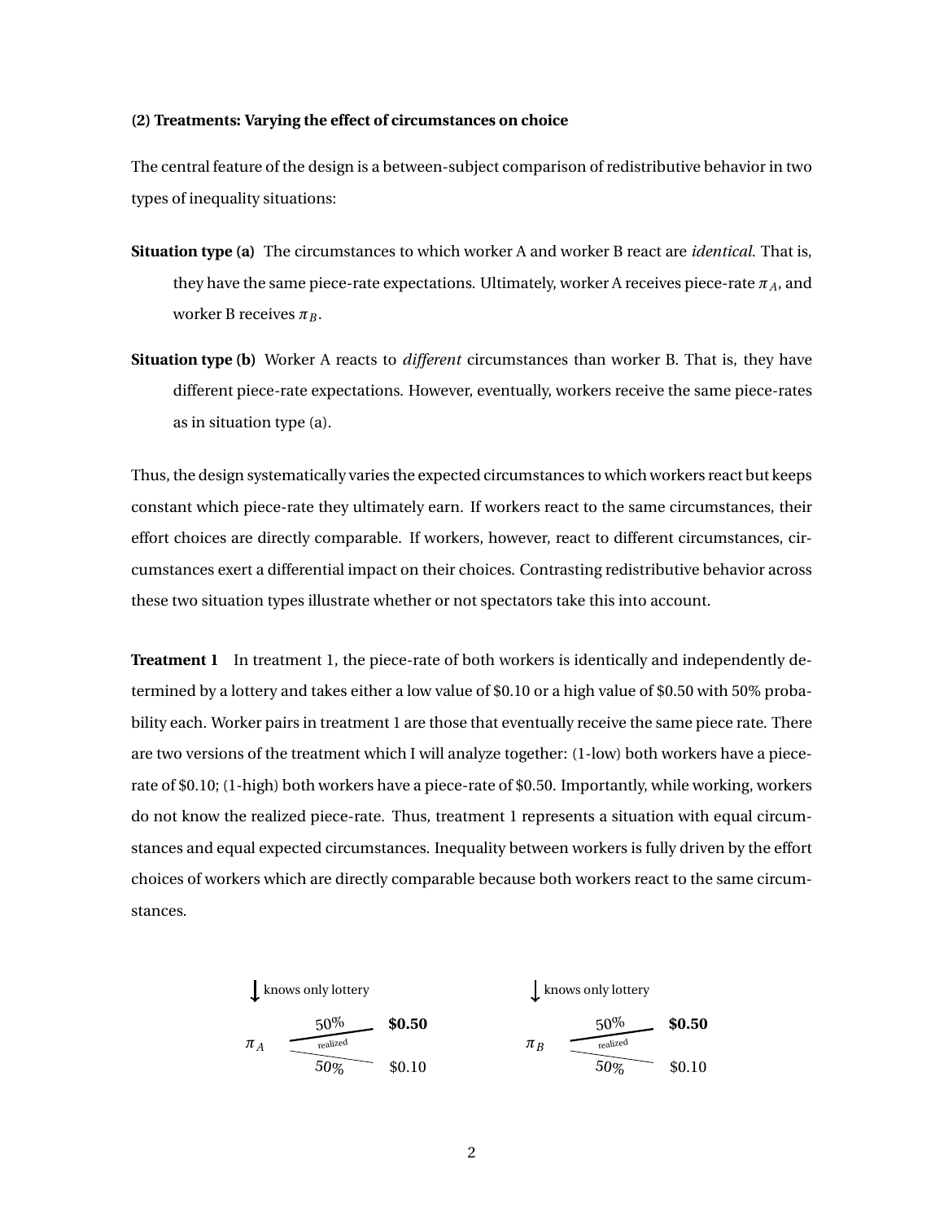**(2) Treatments: Varying the effect of circumstances on choice**

The central feature of the design is a between-subject comparison of redistributive behavior in two types of inequality situations:

**Situation type (a)** The circumstances to which worker A and worker B react are *identical*. That is, they have the same piece-rate expectations. Ultimately, worker A receives piece-rate $\pi_A$, and worker B receives $\pi_B$.

**Situation type (b)** Worker A reacts to *different* circumstances than worker B. That is, they have different piece-rate expectations. However, eventually, workers receive the same piece-rates as in situation type (a).

Thus, the design systematically varies the expected circumstances to which workers react but keeps constant which piece-rate they ultimately earn. If workers react to the same circumstances, their effort choices are directly comparable. If workers, however, react to different circumstances, circumstances exert a differential impact on their choices. Contrasting redistributive behavior across these two situation types illustrate whether or not spectators take this into account.

**Treatment 1** In treatment 1, the piece-rate of both workers is identically and independently determined by a lottery and takes either a low value of $0.10 or a high value of $0.50 with 50% probability each. Worker pairs in treatment 1 are those that eventually receive the same piece rate. There are two versions of the treatment which I will analyze together: (1-low) both workers have a piece-rate of $0.10; (1-high) both workers have a piece-rate of $0.50. Importantly, while working, workers do not know the realized piece-rate. Thus, treatment 1 represents a situation with equal circumstances and equal expected circumstances. Inequality between workers is fully driven by the effort choices of workers which are directly comparable because both workers react to the same circumstances.

↓ knows only lottery

$\pi_A$ — 50% (realized) → **$0.50**; 50% → $0.10

↓ knows only lottery

$\pi_B$ — 50% (realized) → **$0.50**; 50% → $0.10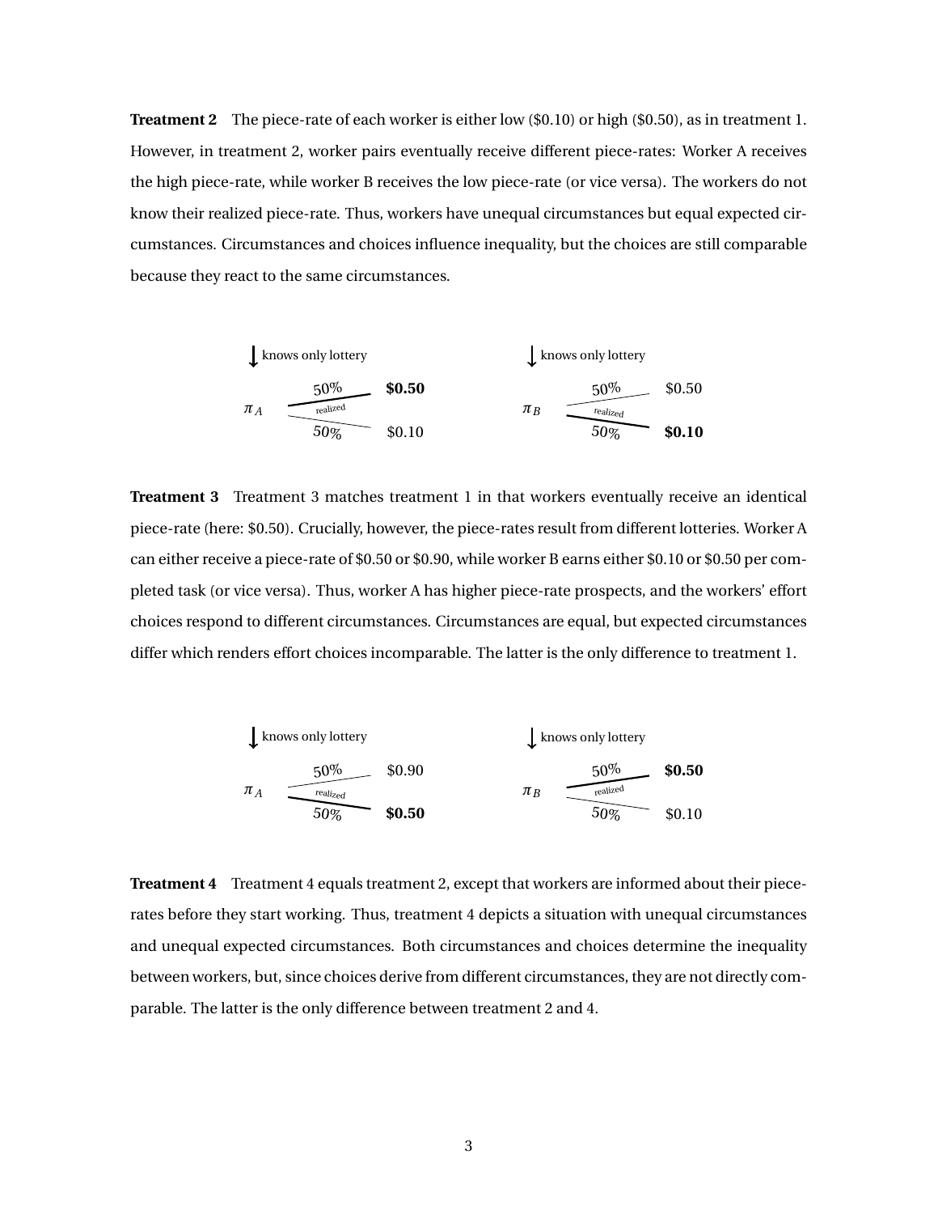**Treatment 2** The piece-rate of each worker is either low ($0.10) or high ($0.50), as in treatment 1. However, in treatment 2, worker pairs eventually receive different piece-rates: Worker A receives the high piece-rate, while worker B receives the low piece-rate (or vice versa). The workers do not know their realized piece-rate. Thus, workers have unequal circumstances but equal expected circumstances. Circumstances and choices influence inequality, but the choices are still comparable because they react to the same circumstances.

↓ knows only lottery

$\pi_A$: 50% **$0.50** (realized); 50% $0.10

↓ knows only lottery

$\pi_B$: 50% $0.50; 50% **$0.10** (realized)

**Treatment 3** Treatment 3 matches treatment 1 in that workers eventually receive an identical piece-rate (here: $0.50). Crucially, however, the piece-rates result from different lotteries. Worker A can either receive a piece-rate of $0.50 or $0.90, while worker B earns either $0.10 or $0.50 per completed task (or vice versa). Thus, worker A has higher piece-rate prospects, and the workers' effort choices respond to different circumstances. Circumstances are equal, but expected circumstances differ which renders effort choices incomparable. The latter is the only difference to treatment 1.

↓ knows only lottery

$\pi_A$: 50% $0.90; 50% **$0.50** (realized)

↓ knows only lottery

$\pi_B$: 50% **$0.50** (realized); 50% $0.10

**Treatment 4** Treatment 4 equals treatment 2, except that workers are informed about their piece-rates before they start working. Thus, treatment 4 depicts a situation with unequal circumstances and unequal expected circumstances. Both circumstances and choices determine the inequality between workers, but, since choices derive from different circumstances, they are not directly comparable. The latter is the only difference between treatment 2 and 4.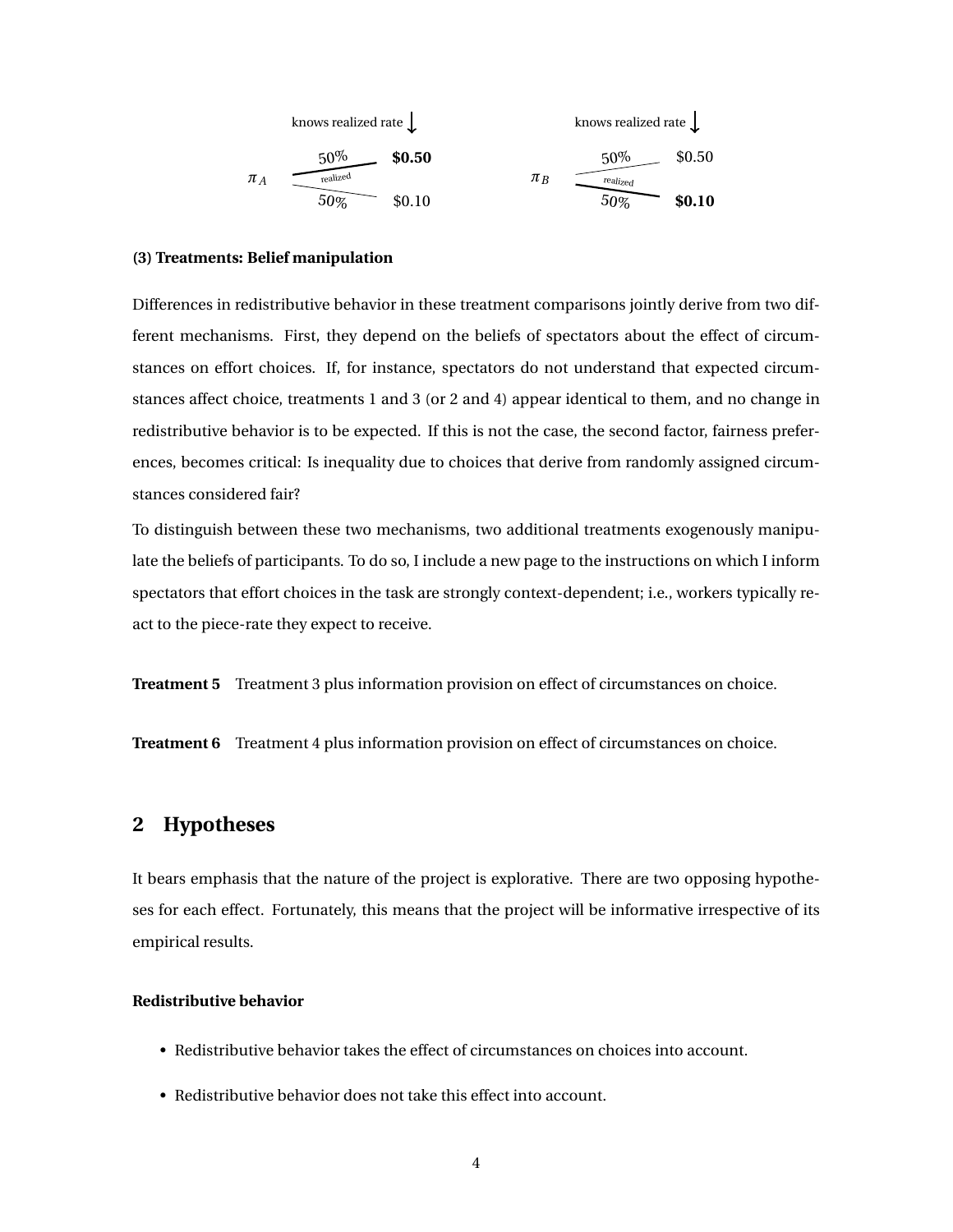knows realized rate ↓

$\pi_A$: 50% → **$0.50** (realized); 50% → $0.10

knows realized rate ↓

$\pi_B$: 50% → $0.50; 50% → **$0.10** (realized)

**(3) Treatments: Belief manipulation**

Differences in redistributive behavior in these treatment comparisons jointly derive from two different mechanisms. First, they depend on the beliefs of spectators about the effect of circumstances on effort choices. If, for instance, spectators do not understand that expected circumstances affect choice, treatments 1 and 3 (or 2 and 4) appear identical to them, and no change in redistributive behavior is to be expected. If this is not the case, the second factor, fairness preferences, becomes critical: Is inequality due to choices that derive from randomly assigned circumstances considered fair?

To distinguish between these two mechanisms, two additional treatments exogenously manipulate the beliefs of participants. To do so, I include a new page to the instructions on which I inform spectators that effort choices in the task are strongly context-dependent; i.e., workers typically react to the piece-rate they expect to receive.

**Treatment 5** Treatment 3 plus information provision on effect of circumstances on choice.

**Treatment 6** Treatment 4 plus information provision on effect of circumstances on choice.

## 2 Hypotheses

It bears emphasis that the nature of the project is explorative. There are two opposing hypotheses for each effect. Fortunately, this means that the project will be informative irrespective of its empirical results.

**Redistributive behavior**

- Redistributive behavior takes the effect of circumstances on choices into account.
- Redistributive behavior does not take this effect into account.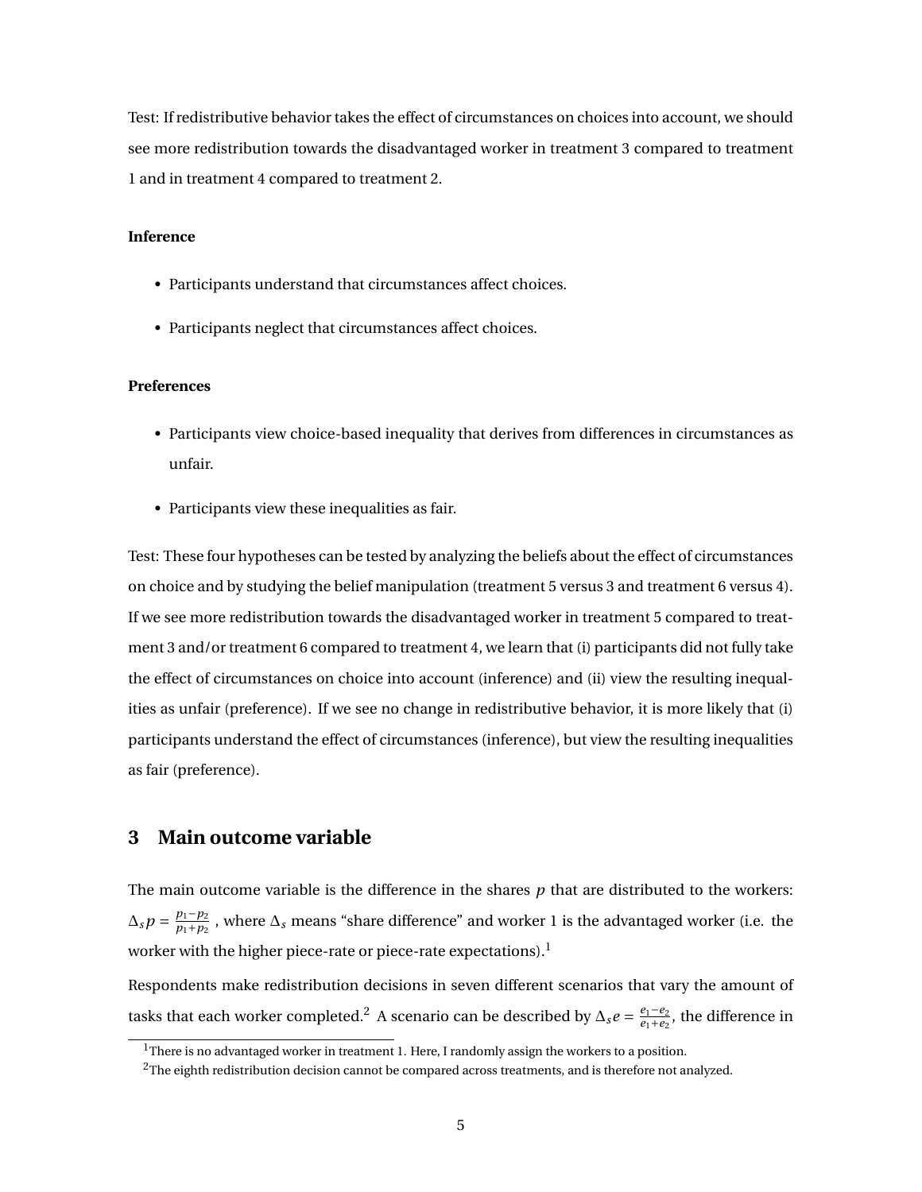Test: If redistributive behavior takes the effect of circumstances on choices into account, we should see more redistribution towards the disadvantaged worker in treatment 3 compared to treatment 1 and in treatment 4 compared to treatment 2.

**Inference**

- Participants understand that circumstances affect choices.
- Participants neglect that circumstances affect choices.

**Preferences**

- Participants view choice-based inequality that derives from differences in circumstances as unfair.
- Participants view these inequalities as fair.

Test: These four hypotheses can be tested by analyzing the beliefs about the effect of circumstances on choice and by studying the belief manipulation (treatment 5 versus 3 and treatment 6 versus 4). If we see more redistribution towards the disadvantaged worker in treatment 5 compared to treatment 3 and/or treatment 6 compared to treatment 4, we learn that (i) participants did not fully take the effect of circumstances on choice into account (inference) and (ii) view the resulting inequalities as unfair (preference). If we see no change in redistributive behavior, it is more likely that (i) participants understand the effect of circumstances (inference), but view the resulting inequalities as fair (preference).

## 3 Main outcome variable

The main outcome variable is the difference in the shares $p$ that are distributed to the workers: $\Delta_s p = \frac{p_1 - p_2}{p_1 + p_2}$ , where $\Delta_s$ means "share difference" and worker 1 is the advantaged worker (i.e. the worker with the higher piece-rate or piece-rate expectations).[1]

Respondents make redistribution decisions in seven different scenarios that vary the amount of tasks that each worker completed.[2] A scenario can be described by $\Delta_s e = \frac{e_1 - e_2}{e_1 + e_2}$, the difference in

[1] There is no advantaged worker in treatment 1. Here, I randomly assign the workers to a position.

[2] The eighth redistribution decision cannot be compared across treatments, and is therefore not analyzed.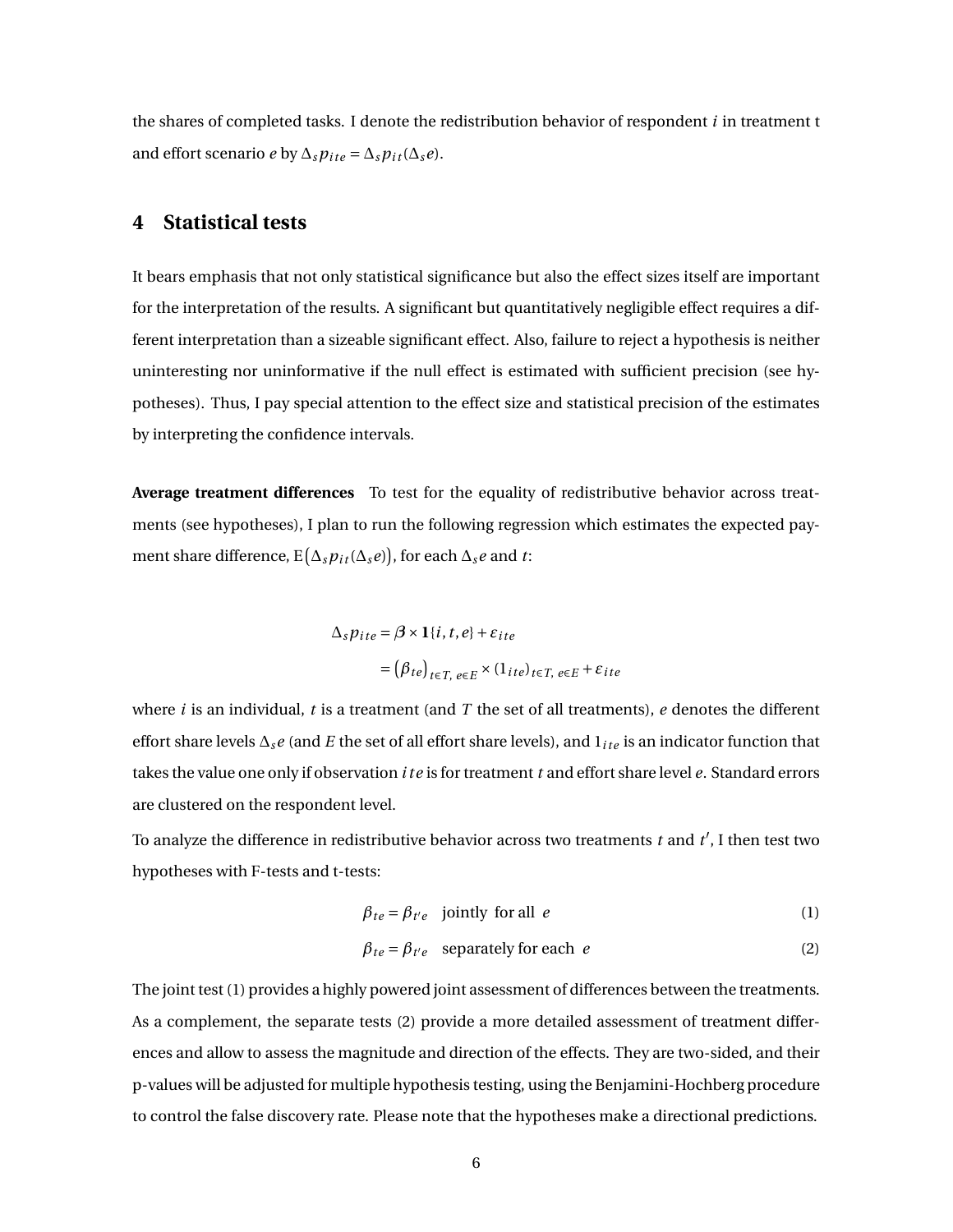the shares of completed tasks. I denote the redistribution behavior of respondent $i$ in treatment t and effort scenario $e$ by $\Delta_s p_{ite} = \Delta_s p_{it}(\Delta_s e)$.

## 4 Statistical tests

It bears emphasis that not only statistical significance but also the effect sizes itself are important for the interpretation of the results. A significant but quantitatively negligible effect requires a different interpretation than a sizeable significant effect. Also, failure to reject a hypothesis is neither uninteresting nor uninformative if the null effect is estimated with sufficient precision (see hypotheses). Thus, I pay special attention to the effect size and statistical precision of the estimates by interpreting the confidence intervals.

**Average treatment differences** To test for the equality of redistributive behavior across treatments (see hypotheses), I plan to run the following regression which estimates the expected payment share difference, $\mathrm{E}\big(\Delta_s p_{it}(\Delta_s e)\big)$, for each $\Delta_s e$ and $t$:

$$
\begin{aligned}
\Delta_s p_{ite} &= \boldsymbol{\beta} \times \mathbf{1}\{i, t, e\} + \varepsilon_{ite} \\
&= \left(\beta_{te}\right)_{t \in T,\, e \in E} \times (1_{ite})_{t \in T,\, e \in E} + \varepsilon_{ite}
\end{aligned}
$$

where $i$ is an individual, $t$ is a treatment (and $T$ the set of all treatments), $e$ denotes the different effort share levels $\Delta_s e$ (and $E$ the set of all effort share levels), and $1_{ite}$ is an indicator function that takes the value one only if observation $ite$ is for treatment $t$ and effort share level $e$. Standard errors are clustered on the respondent level.

To analyze the difference in redistributive behavior across two treatments $t$ and $t'$, I then test two hypotheses with F-tests and t-tests:

$$
\beta_{te} = \beta_{t'e} \quad \text{jointly for all } e \tag{1}
$$

$$
\beta_{te} = \beta_{t'e} \quad \text{separately for each } e \tag{2}
$$

The joint test (1) provides a highly powered joint assessment of differences between the treatments. As a complement, the separate tests (2) provide a more detailed assessment of treatment differences and allow to assess the magnitude and direction of the effects. They are two-sided, and their p-values will be adjusted for multiple hypothesis testing, using the Benjamini-Hochberg procedure to control the false discovery rate. Please note that the hypotheses make a directional predictions.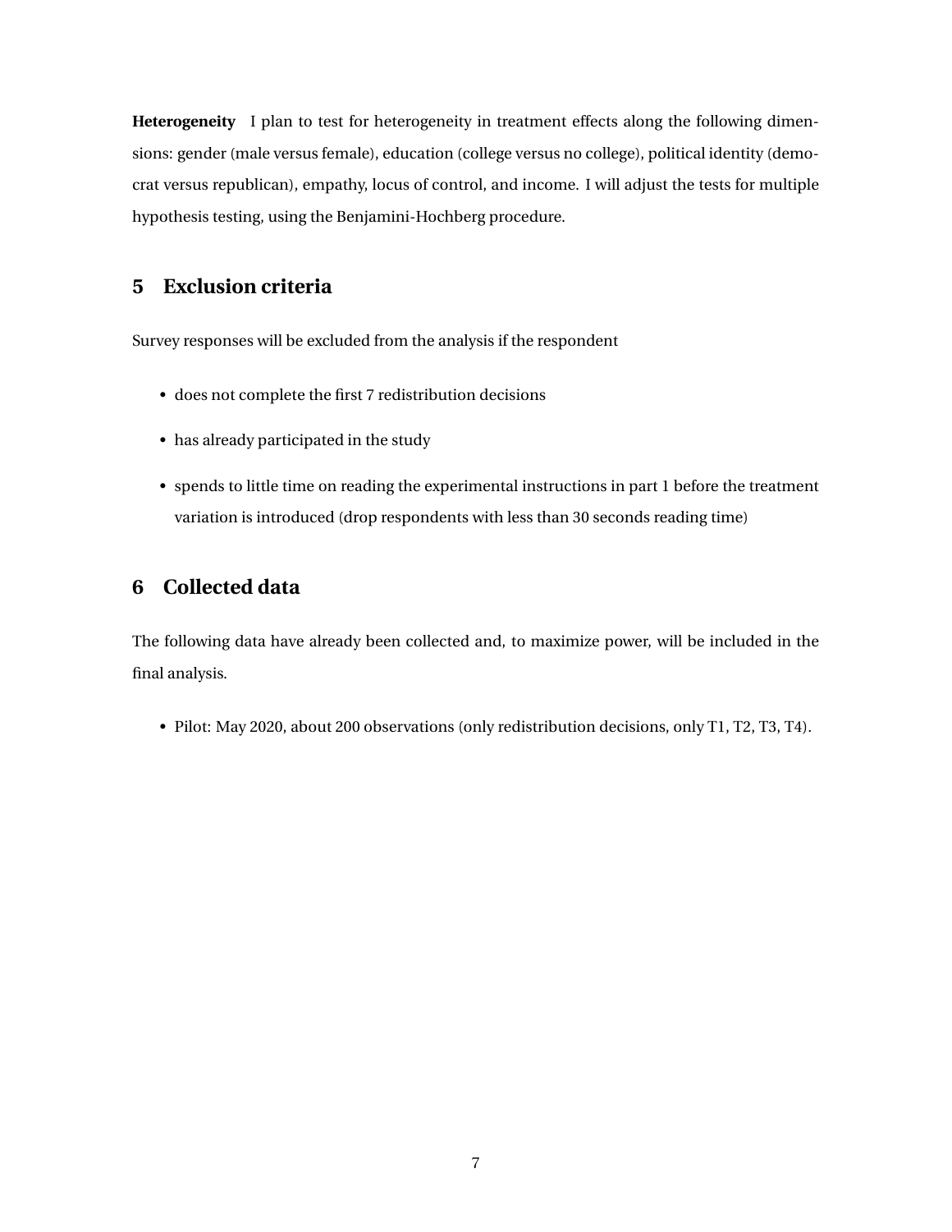**Heterogeneity** I plan to test for heterogeneity in treatment effects along the following dimensions: gender (male versus female), education (college versus no college), political identity (democrat versus republican), empathy, locus of control, and income. I will adjust the tests for multiple hypothesis testing, using the Benjamini-Hochberg procedure.

## 5 Exclusion criteria

Survey responses will be excluded from the analysis if the respondent

- does not complete the first 7 redistribution decisions
- has already participated in the study
- spends to little time on reading the experimental instructions in part 1 before the treatment variation is introduced (drop respondents with less than 30 seconds reading time)

## 6 Collected data

The following data have already been collected and, to maximize power, will be included in the final analysis.

- Pilot: May 2020, about 200 observations (only redistribution decisions, only T1, T2, T3, T4).